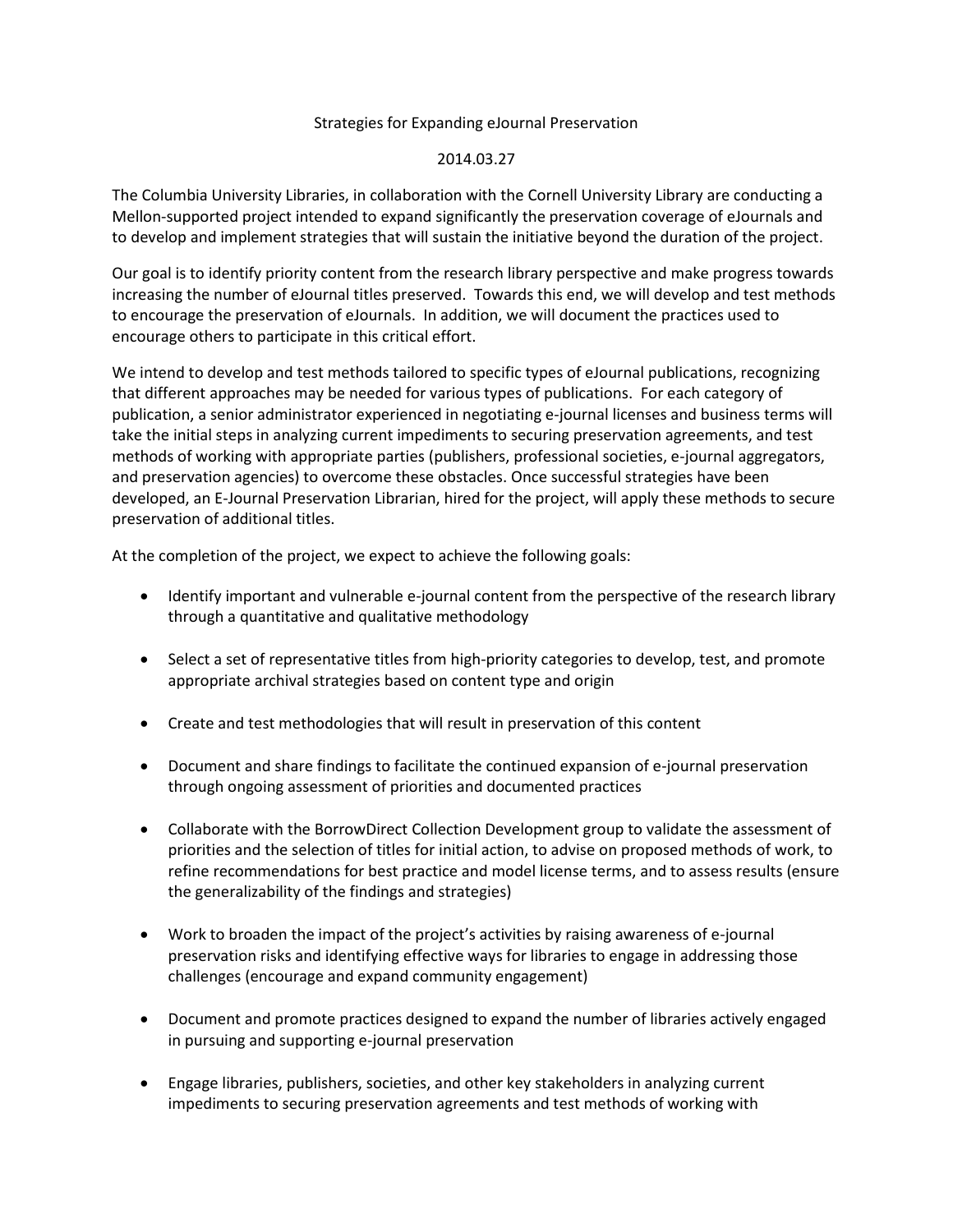# Strategies for Expanding eJournal Preservation

2014.03.27

The Columbia University Libraries, in collaboration with the Cornell University Library are conducting a Mellon-supported project intended to expand significantly the preservation coverage of eJournals and to develop and implement strategies that will sustain the initiative beyond the duration of the project.

Our goal is to identify priority content from the research library perspective and make progress towards increasing the number of eJournal titles preserved. Towards this end, we will develop and test methods to encourage the preservation of eJournals. In addition, we will document the practices used to encourage others to participate in this critical effort.

We intend to develop and test methods tailored to specific types of eJournal publications, recognizing that different approaches may be needed for various types of publications. For each category of publication, a senior administrator experienced in negotiating e-journal licenses and business terms will take the initial steps in analyzing current impediments to securing preservation agreements, and test methods of working with appropriate parties (publishers, professional societies, e-journal aggregators, and preservation agencies) to overcome these obstacles. Once successful strategies have been developed, an E-Journal Preservation Librarian, hired for the project, will apply these methods to secure preservation of additional titles.

At the completion of the project, we expect to achieve the following goals:

- Identify important and vulnerable e-journal content from the perspective of the research library through a quantitative and qualitative methodology
- Select a set of representative titles from high-priority categories to develop, test, and promote appropriate archival strategies based on content type and origin
- Create and test methodologies that will result in preservation of this content
- Document and share findings to facilitate the continued expansion of e-journal preservation through ongoing assessment of priorities and documented practices
- Collaborate with the BorrowDirect Collection Development group to validate the assessment of priorities and the selection of titles for initial action, to advise on proposed methods of work, to refine recommendations for best practice and model license terms, and to assess results (ensure the generalizability of the findings and strategies)
- Work to broaden the impact of the project's activities by raising awareness of e-journal preservation risks and identifying effective ways for libraries to engage in addressing those challenges (encourage and expand community engagement)
- Document and promote practices designed to expand the number of libraries actively engaged in pursuing and supporting e-journal preservation
- Engage libraries, publishers, societies, and other key stakeholders in analyzing current impediments to securing preservation agreements and test methods of working with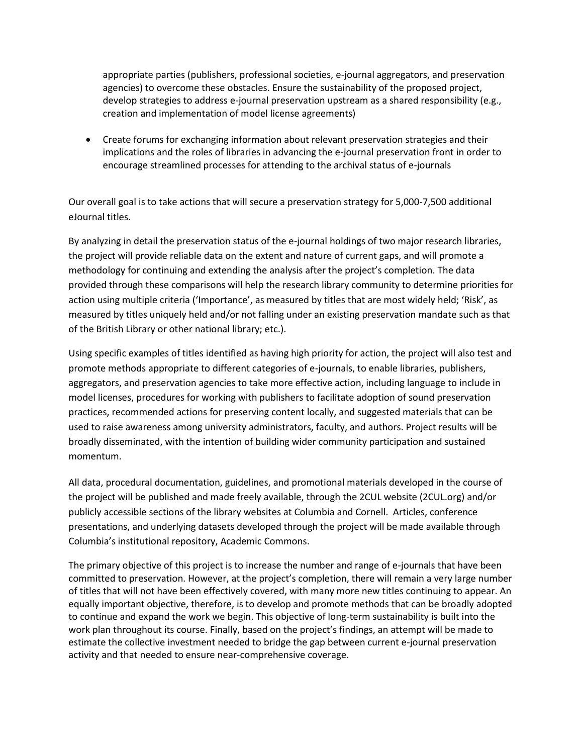appropriate parties (publishers, professional societies, e-journal aggregators, and preservation agencies) to overcome these obstacles. Ensure the sustainability of the proposed project, develop strategies to address e-journal preservation upstream as a shared responsibility (e.g., creation and implementation of model license agreements)

- Create forums for exchanging information about relevant preservation strategies and their implications and the roles of libraries in advancing the e-journal preservation front in order to encourage streamlined processes for attending to the archival status of e-journals

Our overall goal is to take actions that will secure a preservation strategy for 5,000-7,500 additional eJournal titles.

By analyzing in detail the preservation status of the e-journal holdings of two major research libraries, the project will provide reliable data on the extent and nature of current gaps, and will promote a methodology for continuing and extending the analysis after the project's completion. The data provided through these comparisons will help the research library community to determine priorities for action using multiple criteria ('Importance', as measured by titles that are most widely held; 'Risk', as measured by titles uniquely held and/or not falling under an existing preservation mandate such as that of the British Library or other national library; etc.).

Using specific examples of titles identified as having high priority for action, the project will also test and promote methods appropriate to different categories of e-journals, to enable libraries, publishers, aggregators, and preservation agencies to take more effective action, including language to include in model licenses, procedures for working with publishers to facilitate adoption of sound preservation practices, recommended actions for preserving content locally, and suggested materials that can be used to raise awareness among university administrators, faculty, and authors. Project results will be broadly disseminated, with the intention of building wider community participation and sustained momentum.

All data, procedural documentation, guidelines, and promotional materials developed in the course of the project will be published and made freely available, through the 2CUL website (2CUL.org) and/or publicly accessible sections of the library websites at Columbia and Cornell. Articles, conference presentations, and underlying datasets developed through the project will be made available through Columbia's institutional repository, Academic Commons.

The primary objective of this project is to increase the number and range of e-journals that have been committed to preservation. However, at the project's completion, there will remain a very large number of titles that will not have been effectively covered, with many more new titles continuing to appear. An equally important objective, therefore, is to develop and promote methods that can be broadly adopted to continue and expand the work we begin. This objective of long-term sustainability is built into the work plan throughout its course. Finally, based on the project's findings, an attempt will be made to estimate the collective investment needed to bridge the gap between current e-journal preservation activity and that needed to ensure near-comprehensive coverage.